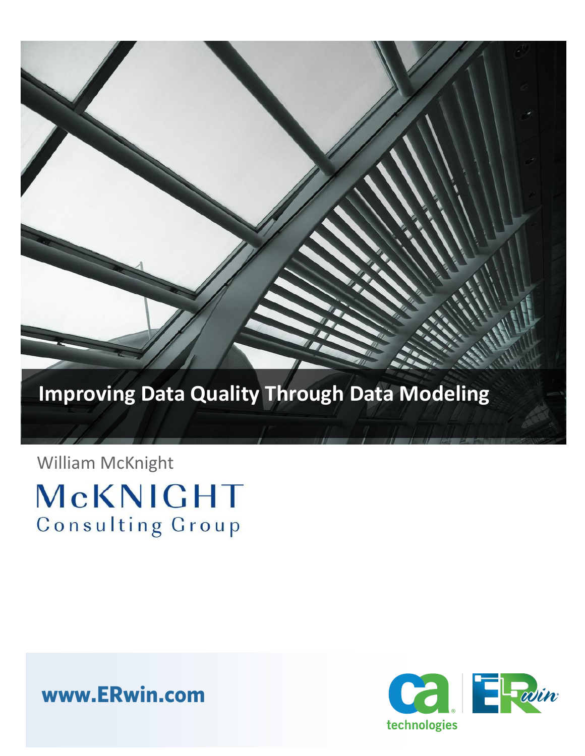# Improving Data Quality Through Data Modeling

William McKnight

McKNIGHT Consulting Group

www.ERwin.com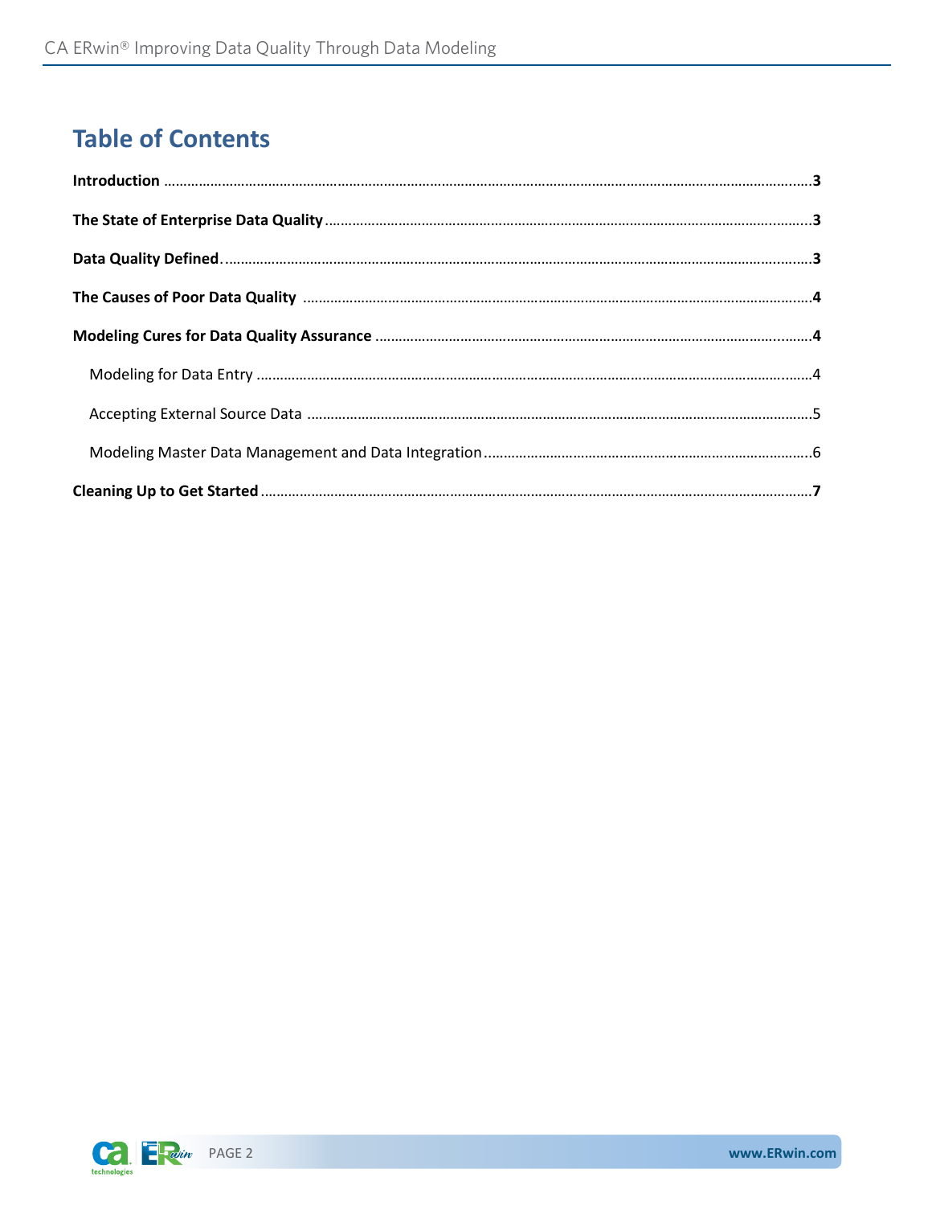# Table of Contents

**Introduction** ........................................................................................................................................3

**The State of Enterprise Data Quality** ..............................................................................................3

**Data Quality Defined** ........................................................................................................................3

**The Causes of Poor Data Quality** .....................................................................................................4

**Modeling Cures for Data Quality Assurance** ..................................................................................4

- Modeling for Data Entry ..................................................................................................................4
- Accepting External Source Data .....................................................................................................5
- Modeling Master Data Management and Data Integration ............................................................6

**Cleaning Up to Get Started** ...............................................................................................................7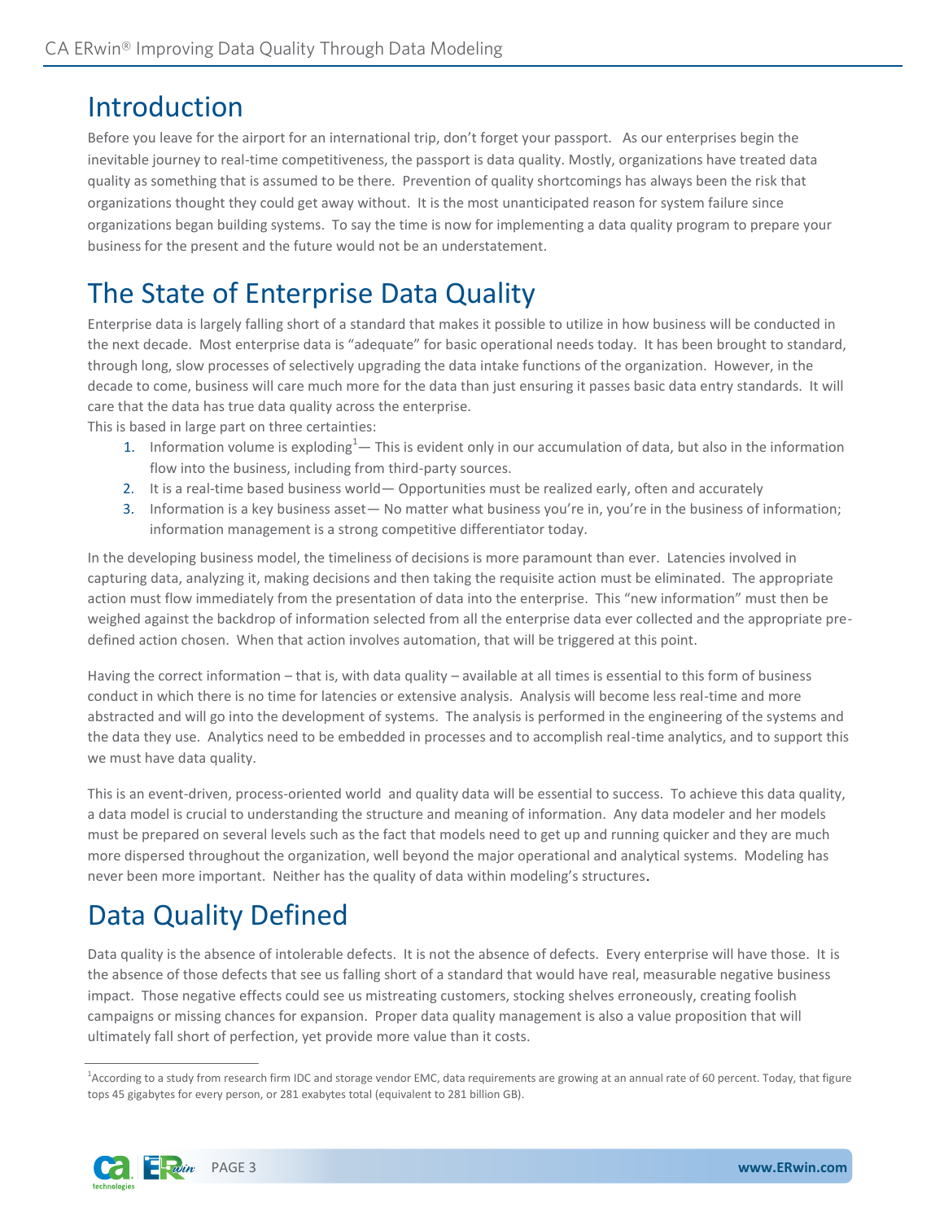# Introduction

Before you leave for the airport for an international trip, don't forget your passport. As our enterprises begin the inevitable journey to real-time competitiveness, the passport is data quality. Mostly, organizations have treated data quality as something that is assumed to be there. Prevention of quality shortcomings has always been the risk that organizations thought they could get away without. It is the most unanticipated reason for system failure since organizations began building systems. To say the time is now for implementing a data quality program to prepare your business for the present and the future would not be an understatement.

# The State of Enterprise Data Quality

Enterprise data is largely falling short of a standard that makes it possible to utilize in how business will be conducted in the next decade. Most enterprise data is "adequate" for basic operational needs today. It has been brought to standard, through long, slow processes of selectively upgrading the data intake functions of the organization. However, in the decade to come, business will care much more for the data than just ensuring it passes basic data entry standards. It will care that the data has true data quality across the enterprise.

This is based in large part on three certainties:

1. Information volume is exploding[1]— This is evident only in our accumulation of data, but also in the information flow into the business, including from third-party sources.
2. It is a real-time based business world— Opportunities must be realized early, often and accurately
3. Information is a key business asset— No matter what business you're in, you're in the business of information; information management is a strong competitive differentiator today.

In the developing business model, the timeliness of decisions is more paramount than ever. Latencies involved in capturing data, analyzing it, making decisions and then taking the requisite action must be eliminated. The appropriate action must flow immediately from the presentation of data into the enterprise. This "new information" must then be weighed against the backdrop of information selected from all the enterprise data ever collected and the appropriate pre-defined action chosen. When that action involves automation, that will be triggered at this point.

Having the correct information – that is, with data quality – available at all times is essential to this form of business conduct in which there is no time for latencies or extensive analysis. Analysis will become less real-time and more abstracted and will go into the development of systems. The analysis is performed in the engineering of the systems and the data they use. Analytics need to be embedded in processes and to accomplish real-time analytics, and to support this we must have data quality.

This is an event-driven, process-oriented world and quality data will be essential to success. To achieve this data quality, a data model is crucial to understanding the structure and meaning of information. Any data modeler and her models must be prepared on several levels such as the fact that models need to get up and running quicker and they are much more dispersed throughout the organization, well beyond the major operational and analytical systems. Modeling has never been more important. Neither has the quality of data within modeling's structures.

# Data Quality Defined

Data quality is the absence of intolerable defects. It is not the absence of defects. Every enterprise will have those. It is the absence of those defects that see us falling short of a standard that would have real, measurable negative business impact. Those negative effects could see us mistreating customers, stocking shelves erroneously, creating foolish campaigns or missing chances for expansion. Proper data quality management is also a value proposition that will ultimately fall short of perfection, yet provide more value than it costs.

[1] According to a study from research firm IDC and storage vendor EMC, data requirements are growing at an annual rate of 60 percent. Today, that figure tops 45 gigabytes for every person, or 281 exabytes total (equivalent to 281 billion GB).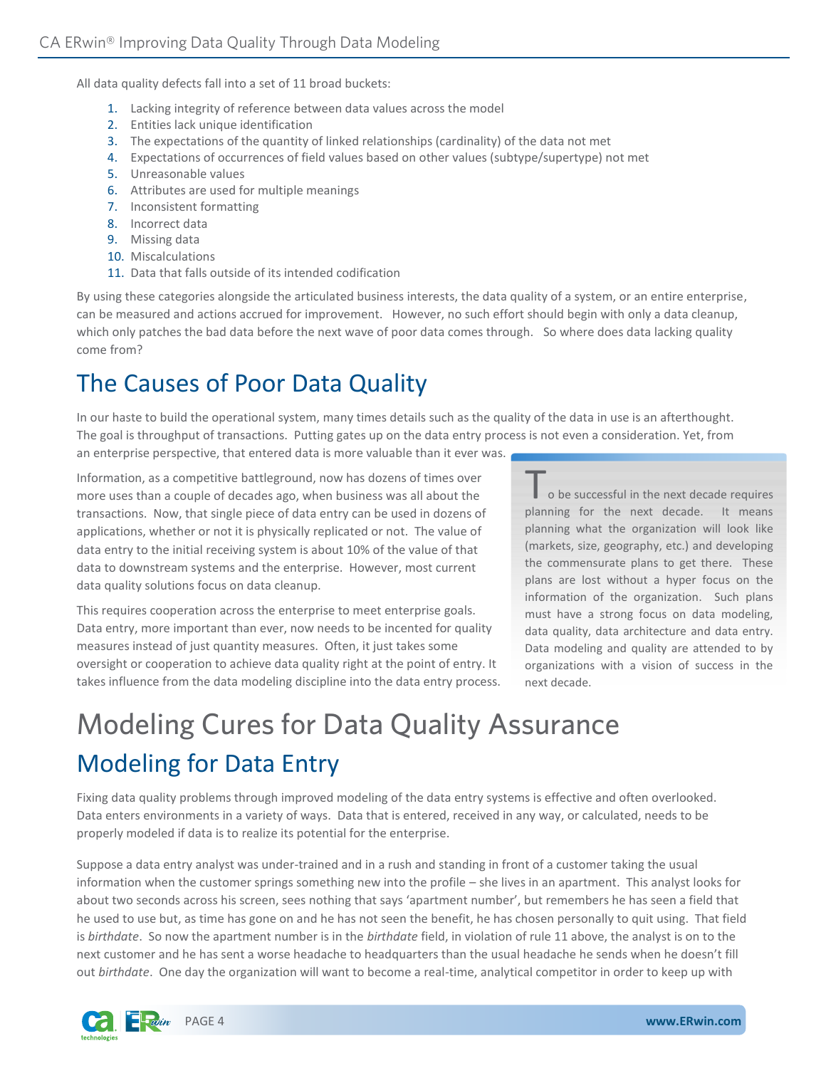All data quality defects fall into a set of 11 broad buckets:

1. Lacking integrity of reference between data values across the model
2. Entities lack unique identification
3. The expectations of the quantity of linked relationships (cardinality) of the data not met
4. Expectations of occurrences of field values based on other values (subtype/supertype) not met
5. Unreasonable values
6. Attributes are used for multiple meanings
7. Inconsistent formatting
8. Incorrect data
9. Missing data
10. Miscalculations
11. Data that falls outside of its intended codification

By using these categories alongside the articulated business interests, the data quality of a system, or an entire enterprise, can be measured and actions accrued for improvement. However, no such effort should begin with only a data cleanup, which only patches the bad data before the next wave of poor data comes through. So where does data lacking quality come from?

## The Causes of Poor Data Quality

In our haste to build the operational system, many times details such as the quality of the data in use is an afterthought. The goal is throughput of transactions. Putting gates up on the data entry process is not even a consideration. Yet, from an enterprise perspective, that entered data is more valuable than it ever was.

Information, as a competitive battleground, now has dozens of times over more uses than a couple of decades ago, when business was all about the transactions. Now, that single piece of data entry can be used in dozens of applications, whether or not it is physically replicated or not. The value of data entry to the initial receiving system is about 10% of the value of that data to downstream systems and the enterprise. However, most current data quality solutions focus on data cleanup.

This requires cooperation across the enterprise to meet enterprise goals. Data entry, more important than ever, now needs to be incented for quality measures instead of just quantity measures. Often, it just takes some oversight or cooperation to achieve data quality right at the point of entry. It takes influence from the data modeling discipline into the data entry process.

> To be successful in the next decade requires planning for the next decade. It means planning what the organization will look like (markets, size, geography, etc.) and developing the commensurate plans to get there. These plans are lost without a hyper focus on the information of the organization. Such plans must have a strong focus on data modeling, data quality, data architecture and data entry. Data modeling and quality are attended to by organizations with a vision of success in the next decade.

# Modeling Cures for Data Quality Assurance

## Modeling for Data Entry

Fixing data quality problems through improved modeling of the data entry systems is effective and often overlooked. Data enters environments in a variety of ways. Data that is entered, received in any way, or calculated, needs to be properly modeled if data is to realize its potential for the enterprise.

Suppose a data entry analyst was under-trained and in a rush and standing in front of a customer taking the usual information when the customer springs something new into the profile – she lives in an apartment. This analyst looks for about two seconds across his screen, sees nothing that says 'apartment number', but remembers he has seen a field that he used to use but, as time has gone on and he has not seen the benefit, he has chosen personally to quit using. That field is *birthdate*. So now the apartment number is in the *birthdate* field, in violation of rule 11 above, the analyst is on to the next customer and he has sent a worse headache to headquarters than the usual headache he sends when he doesn't fill out *birthdate*. One day the organization will want to become a real-time, analytical competitor in order to keep up with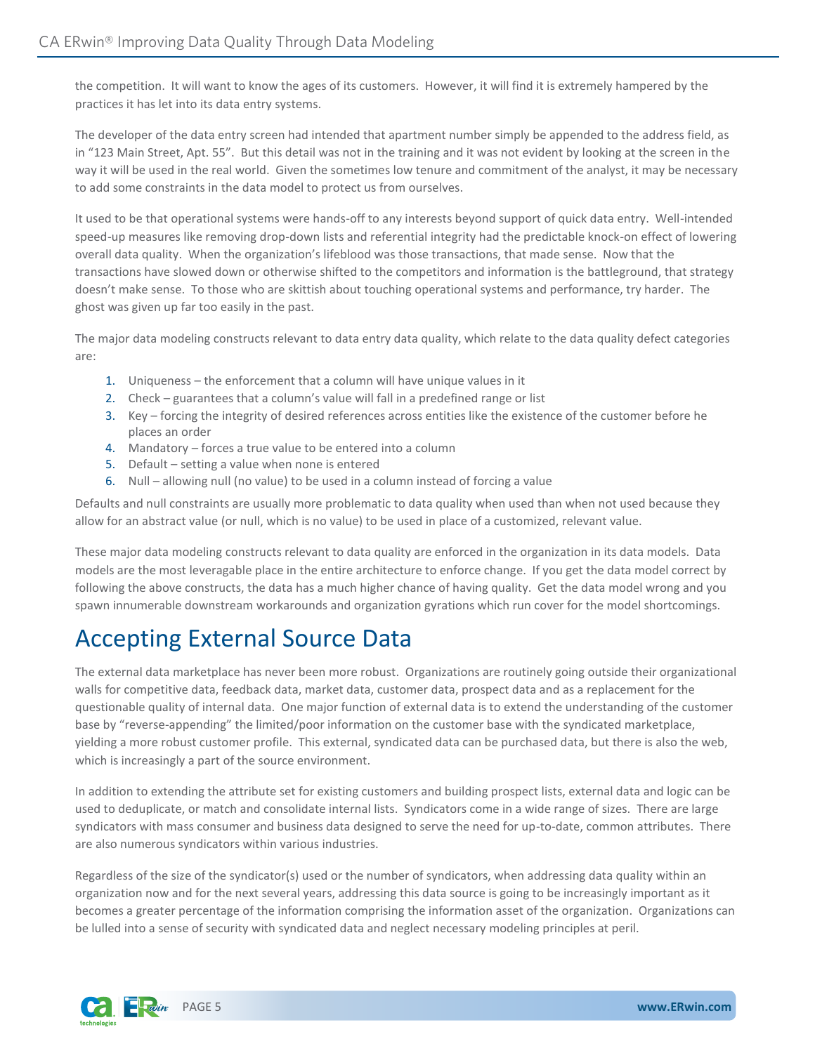the competition. It will want to know the ages of its customers. However, it will find it is extremely hampered by the practices it has let into its data entry systems.

The developer of the data entry screen had intended that apartment number simply be appended to the address field, as in "123 Main Street, Apt. 55". But this detail was not in the training and it was not evident by looking at the screen in the way it will be used in the real world. Given the sometimes low tenure and commitment of the analyst, it may be necessary to add some constraints in the data model to protect us from ourselves.

It used to be that operational systems were hands-off to any interests beyond support of quick data entry. Well-intended speed-up measures like removing drop-down lists and referential integrity had the predictable knock-on effect of lowering overall data quality. When the organization's lifeblood was those transactions, that made sense. Now that the transactions have slowed down or otherwise shifted to the competitors and information is the battleground, that strategy doesn't make sense. To those who are skittish about touching operational systems and performance, try harder. The ghost was given up far too easily in the past.

The major data modeling constructs relevant to data entry data quality, which relate to the data quality defect categories are:

1. Uniqueness – the enforcement that a column will have unique values in it
2. Check – guarantees that a column's value will fall in a predefined range or list
3. Key – forcing the integrity of desired references across entities like the existence of the customer before he places an order
4. Mandatory – forces a true value to be entered into a column
5. Default – setting a value when none is entered
6. Null – allowing null (no value) to be used in a column instead of forcing a value

Defaults and null constraints are usually more problematic to data quality when used than when not used because they allow for an abstract value (or null, which is no value) to be used in place of a customized, relevant value.

These major data modeling constructs relevant to data quality are enforced in the organization in its data models. Data models are the most leveragable place in the entire architecture to enforce change. If you get the data model correct by following the above constructs, the data has a much higher chance of having quality. Get the data model wrong and you spawn innumerable downstream workarounds and organization gyrations which run cover for the model shortcomings.

# Accepting External Source Data

The external data marketplace has never been more robust. Organizations are routinely going outside their organizational walls for competitive data, feedback data, market data, customer data, prospect data and as a replacement for the questionable quality of internal data. One major function of external data is to extend the understanding of the customer base by "reverse-appending" the limited/poor information on the customer base with the syndicated marketplace, yielding a more robust customer profile. This external, syndicated data can be purchased data, but there is also the web, which is increasingly a part of the source environment.

In addition to extending the attribute set for existing customers and building prospect lists, external data and logic can be used to deduplicate, or match and consolidate internal lists. Syndicators come in a wide range of sizes. There are large syndicators with mass consumer and business data designed to serve the need for up-to-date, common attributes. There are also numerous syndicators within various industries.

Regardless of the size of the syndicator(s) used or the number of syndicators, when addressing data quality within an organization now and for the next several years, addressing this data source is going to be increasingly important as it becomes a greater percentage of the information comprising the information asset of the organization. Organizations can be lulled into a sense of security with syndicated data and neglect necessary modeling principles at peril.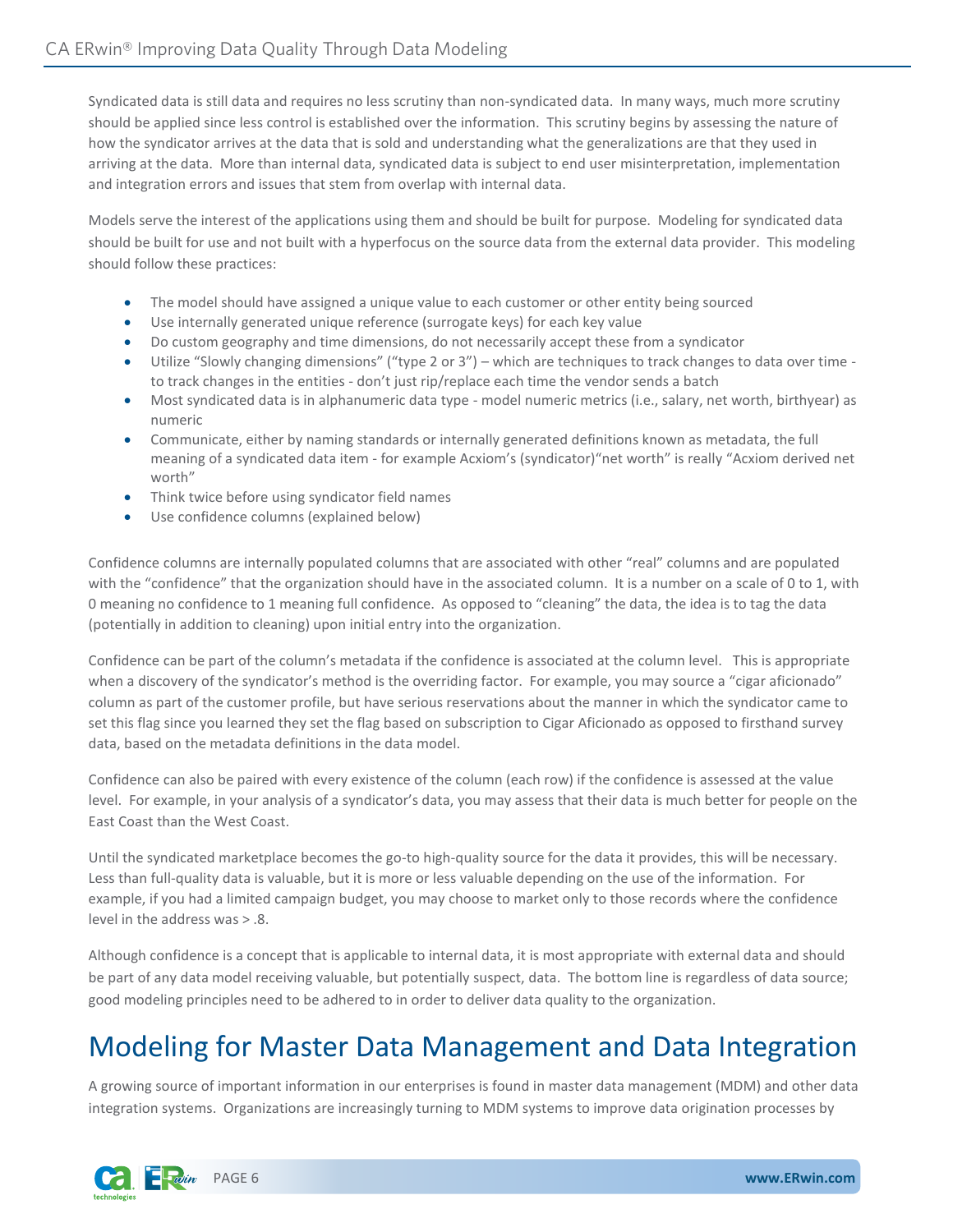Syndicated data is still data and requires no less scrutiny than non-syndicated data. In many ways, much more scrutiny should be applied since less control is established over the information. This scrutiny begins by assessing the nature of how the syndicator arrives at the data that is sold and understanding what the generalizations are that they used in arriving at the data. More than internal data, syndicated data is subject to end user misinterpretation, implementation and integration errors and issues that stem from overlap with internal data.

Models serve the interest of the applications using them and should be built for purpose. Modeling for syndicated data should be built for use and not built with a hyperfocus on the source data from the external data provider. This modeling should follow these practices:

- The model should have assigned a unique value to each customer or other entity being sourced
- Use internally generated unique reference (surrogate keys) for each key value
- Do custom geography and time dimensions, do not necessarily accept these from a syndicator
- Utilize "Slowly changing dimensions" ("type 2 or 3") – which are techniques to track changes to data over time - to track changes in the entities - don't just rip/replace each time the vendor sends a batch
- Most syndicated data is in alphanumeric data type - model numeric metrics (i.e., salary, net worth, birthyear) as numeric
- Communicate, either by naming standards or internally generated definitions known as metadata, the full meaning of a syndicated data item - for example Acxiom's (syndicator)"net worth" is really "Acxiom derived net worth"
- Think twice before using syndicator field names
- Use confidence columns (explained below)

Confidence columns are internally populated columns that are associated with other "real" columns and are populated with the "confidence" that the organization should have in the associated column. It is a number on a scale of 0 to 1, with 0 meaning no confidence to 1 meaning full confidence. As opposed to "cleaning" the data, the idea is to tag the data (potentially in addition to cleaning) upon initial entry into the organization.

Confidence can be part of the column's metadata if the confidence is associated at the column level. This is appropriate when a discovery of the syndicator's method is the overriding factor. For example, you may source a "cigar aficionado" column as part of the customer profile, but have serious reservations about the manner in which the syndicator came to set this flag since you learned they set the flag based on subscription to Cigar Aficionado as opposed to firsthand survey data, based on the metadata definitions in the data model.

Confidence can also be paired with every existence of the column (each row) if the confidence is assessed at the value level. For example, in your analysis of a syndicator's data, you may assess that their data is much better for people on the East Coast than the West Coast.

Until the syndicated marketplace becomes the go-to high-quality source for the data it provides, this will be necessary. Less than full-quality data is valuable, but it is more or less valuable depending on the use of the information. For example, if you had a limited campaign budget, you may choose to market only to those records where the confidence level in the address was > .8.

Although confidence is a concept that is applicable to internal data, it is most appropriate with external data and should be part of any data model receiving valuable, but potentially suspect, data. The bottom line is regardless of data source; good modeling principles need to be adhered to in order to deliver data quality to the organization.

# Modeling for Master Data Management and Data Integration

A growing source of important information in our enterprises is found in master data management (MDM) and other data integration systems. Organizations are increasingly turning to MDM systems to improve data origination processes by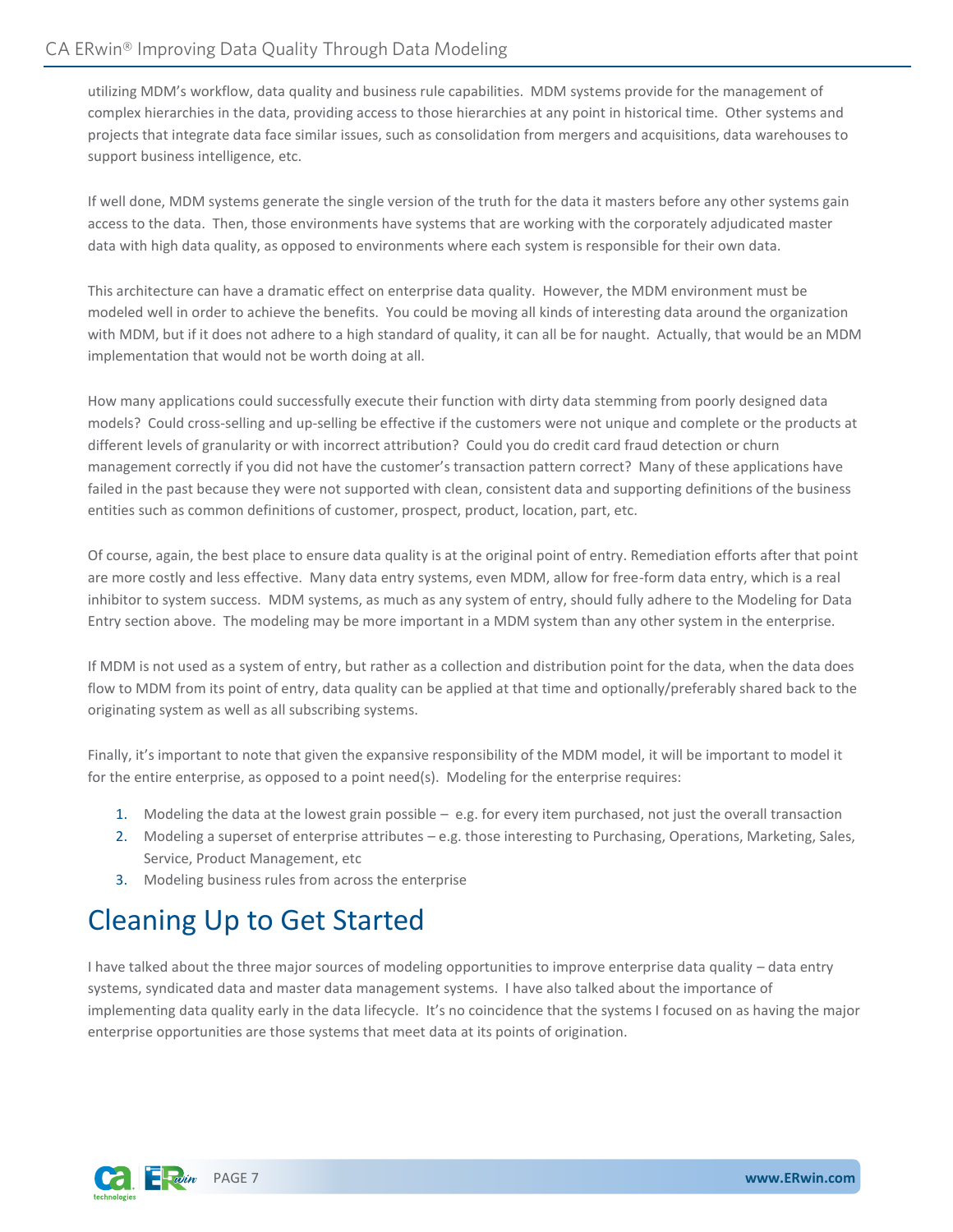utilizing MDM's workflow, data quality and business rule capabilities. MDM systems provide for the management of complex hierarchies in the data, providing access to those hierarchies at any point in historical time. Other systems and projects that integrate data face similar issues, such as consolidation from mergers and acquisitions, data warehouses to support business intelligence, etc.

If well done, MDM systems generate the single version of the truth for the data it masters before any other systems gain access to the data. Then, those environments have systems that are working with the corporately adjudicated master data with high data quality, as opposed to environments where each system is responsible for their own data.

This architecture can have a dramatic effect on enterprise data quality. However, the MDM environment must be modeled well in order to achieve the benefits. You could be moving all kinds of interesting data around the organization with MDM, but if it does not adhere to a high standard of quality, it can all be for naught. Actually, that would be an MDM implementation that would not be worth doing at all.

How many applications could successfully execute their function with dirty data stemming from poorly designed data models? Could cross-selling and up-selling be effective if the customers were not unique and complete or the products at different levels of granularity or with incorrect attribution? Could you do credit card fraud detection or churn management correctly if you did not have the customer's transaction pattern correct? Many of these applications have failed in the past because they were not supported with clean, consistent data and supporting definitions of the business entities such as common definitions of customer, prospect, product, location, part, etc.

Of course, again, the best place to ensure data quality is at the original point of entry. Remediation efforts after that point are more costly and less effective. Many data entry systems, even MDM, allow for free-form data entry, which is a real inhibitor to system success. MDM systems, as much as any system of entry, should fully adhere to the Modeling for Data Entry section above. The modeling may be more important in a MDM system than any other system in the enterprise.

If MDM is not used as a system of entry, but rather as a collection and distribution point for the data, when the data does flow to MDM from its point of entry, data quality can be applied at that time and optionally/preferably shared back to the originating system as well as all subscribing systems.

Finally, it's important to note that given the expansive responsibility of the MDM model, it will be important to model it for the entire enterprise, as opposed to a point need(s). Modeling for the enterprise requires:

1. Modeling the data at the lowest grain possible – e.g. for every item purchased, not just the overall transaction
2. Modeling a superset of enterprise attributes – e.g. those interesting to Purchasing, Operations, Marketing, Sales, Service, Product Management, etc
3. Modeling business rules from across the enterprise

# Cleaning Up to Get Started

I have talked about the three major sources of modeling opportunities to improve enterprise data quality – data entry systems, syndicated data and master data management systems. I have also talked about the importance of implementing data quality early in the data lifecycle. It's no coincidence that the systems I focused on as having the major enterprise opportunities are those systems that meet data at its points of origination.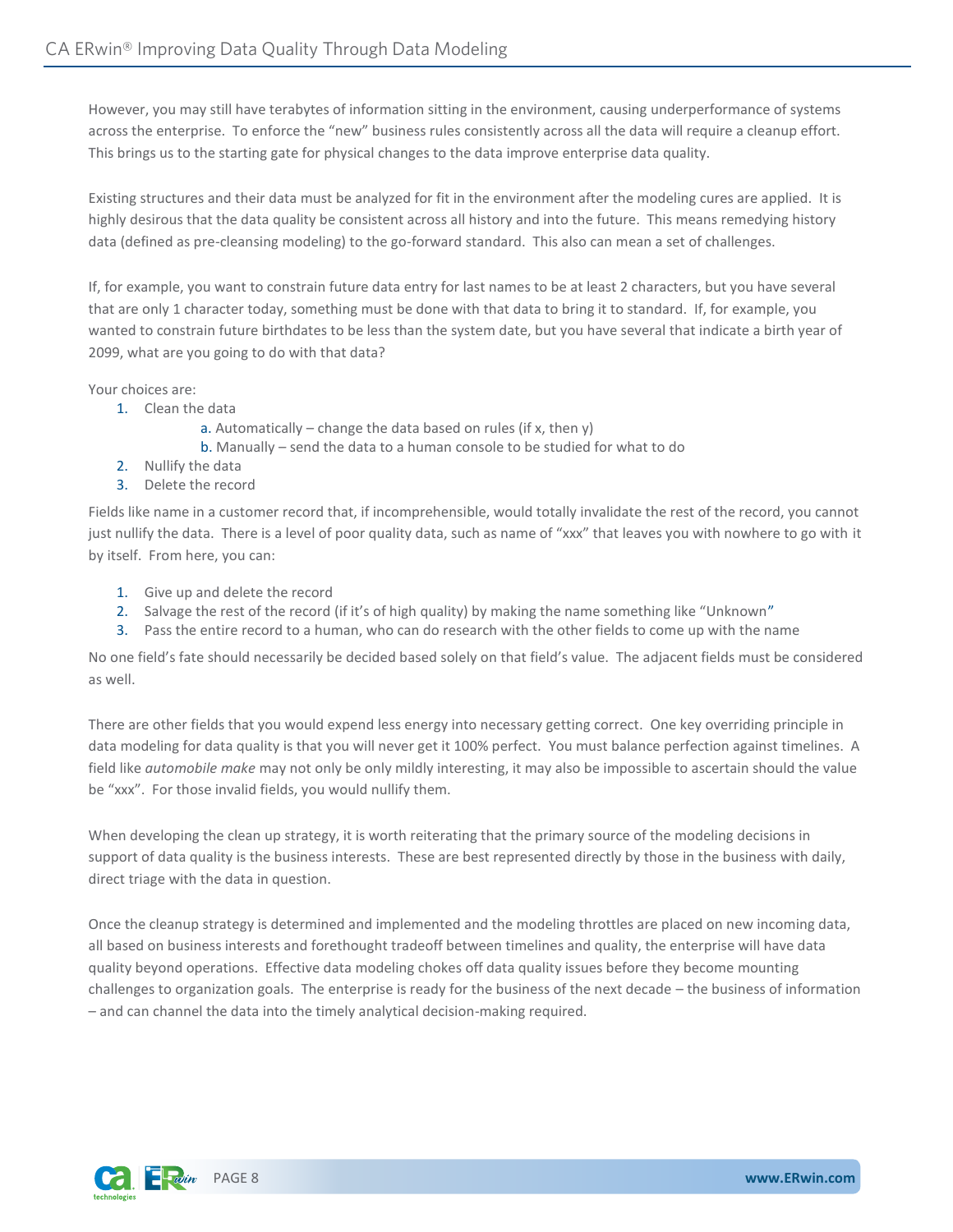However, you may still have terabytes of information sitting in the environment, causing underperformance of systems across the enterprise. To enforce the "new" business rules consistently across all the data will require a cleanup effort. This brings us to the starting gate for physical changes to the data improve enterprise data quality.

Existing structures and their data must be analyzed for fit in the environment after the modeling cures are applied. It is highly desirous that the data quality be consistent across all history and into the future. This means remedying history data (defined as pre-cleansing modeling) to the go-forward standard. This also can mean a set of challenges.

If, for example, you want to constrain future data entry for last names to be at least 2 characters, but you have several that are only 1 character today, something must be done with that data to bring it to standard. If, for example, you wanted to constrain future birthdates to be less than the system date, but you have several that indicate a birth year of 2099, what are you going to do with that data?

Your choices are:

1. Clean the data
   a. Automatically – change the data based on rules (if x, then y)
   b. Manually – send the data to a human console to be studied for what to do
2. Nullify the data
3. Delete the record

Fields like name in a customer record that, if incomprehensible, would totally invalidate the rest of the record, you cannot just nullify the data. There is a level of poor quality data, such as name of "xxx" that leaves you with nowhere to go with it by itself. From here, you can:

1. Give up and delete the record
2. Salvage the rest of the record (if it's of high quality) by making the name something like "Unknown"
3. Pass the entire record to a human, who can do research with the other fields to come up with the name

No one field's fate should necessarily be decided based solely on that field's value. The adjacent fields must be considered as well.

There are other fields that you would expend less energy into necessary getting correct. One key overriding principle in data modeling for data quality is that you will never get it 100% perfect. You must balance perfection against timelines. A field like *automobile make* may not only be only mildly interesting, it may also be impossible to ascertain should the value be "xxx". For those invalid fields, you would nullify them.

When developing the clean up strategy, it is worth reiterating that the primary source of the modeling decisions in support of data quality is the business interests. These are best represented directly by those in the business with daily, direct triage with the data in question.

Once the cleanup strategy is determined and implemented and the modeling throttles are placed on new incoming data, all based on business interests and forethought tradeoff between timelines and quality, the enterprise will have data quality beyond operations. Effective data modeling chokes off data quality issues before they become mounting challenges to organization goals. The enterprise is ready for the business of the next decade – the business of information – and can channel the data into the timely analytical decision-making required.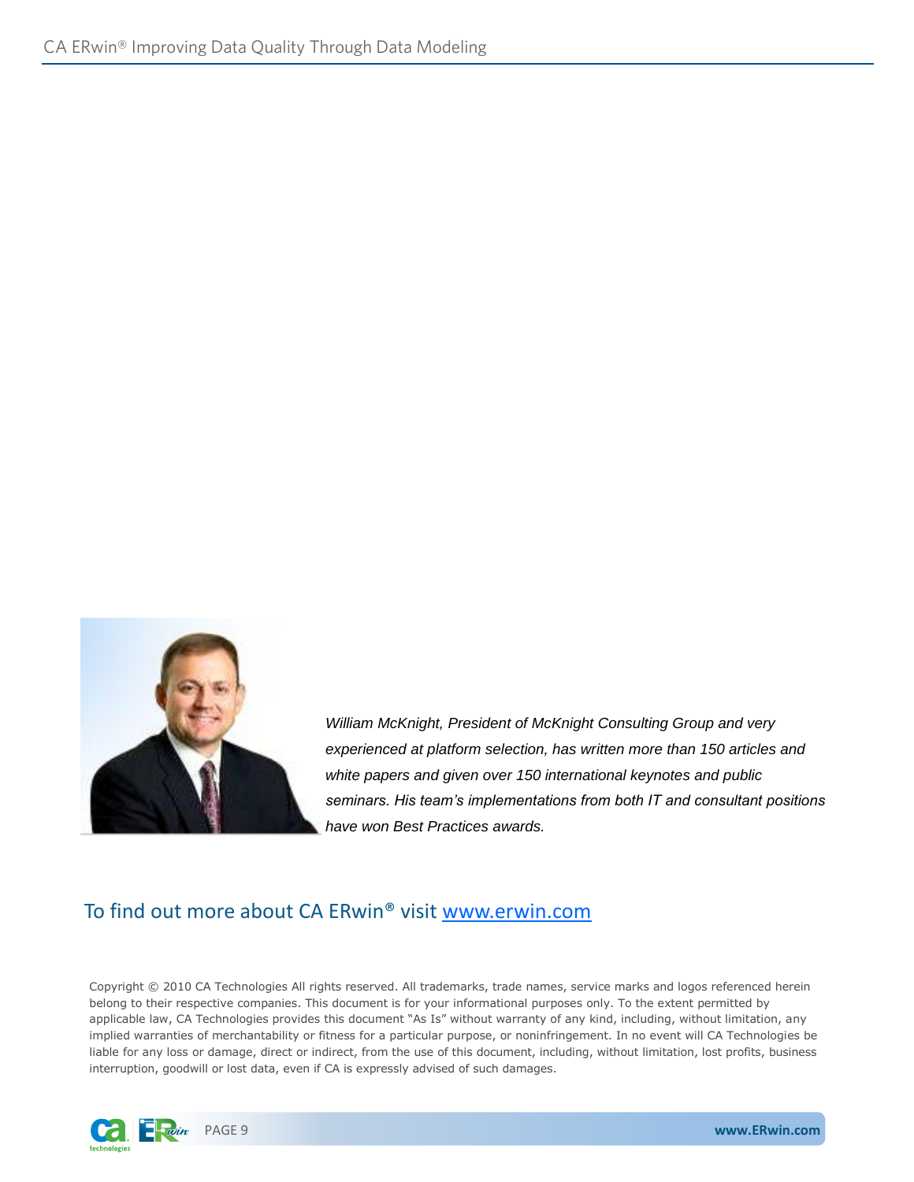*William McKnight, President of McKnight Consulting Group and very experienced at platform selection, has written more than 150 articles and white papers and given over 150 international keynotes and public seminars. His team's implementations from both IT and consultant positions have won Best Practices awards.*

## To find out more about CA ERwin® visit [www.erwin.com](http://www.erwin.com)

Copyright © 2010 CA Technologies All rights reserved. All trademarks, trade names, service marks and logos referenced herein belong to their respective companies. This document is for your informational purposes only. To the extent permitted by applicable law, CA Technologies provides this document "As Is" without warranty of any kind, including, without limitation, any implied warranties of merchantability or fitness for a particular purpose, or noninfringement. In no event will CA Technologies be liable for any loss or damage, direct or indirect, from the use of this document, including, without limitation, lost profits, business interruption, goodwill or lost data, even if CA is expressly advised of such damages.